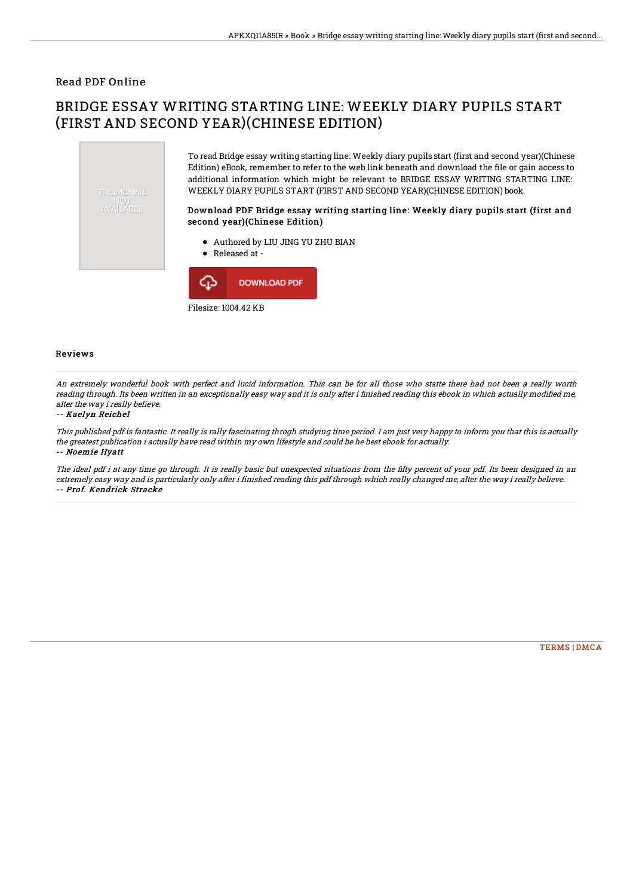Read PDF Online

# BRIDGE ESSAY WRITING STARTING LINE: WEEKLY DIARY PUPILS START (FIRST AND SECOND YEAR)(CHINESE EDITION)

To read Bridge essay writing starting line: Weekly diary pupils start (first and second year)(Chinese Edition) eBook, remember to refer to the web link beneath and download the file or gain access to additional information which might be relevant to BRIDGE ESSAY WRITING STARTING LINE: WEEKLY DIARY PUPILS START (FIRST AND SECOND YEAR)(CHINESE EDITION) book.

### Download PDF Bridge essay writing starting line: Weekly diary pupils start (first and second year)(Chinese Edition)

- Authored by LIU JING YU ZHU BIAN
- Released at -

DOWNLOAD PDF

Filesize: 1004.42 KB

## Reviews

*An extremely wonderful book with perfect and lucid information. This can be for all those who statte there had not been a really worth reading through. Its been written in an exceptionally easy way and it is only after i finished reading this ebook in which actually modified me, alter the way i really believe.*

-- ***Kaelyn Reichel***

*This published pdf is fantastic. It really is rally fascinating throgh studying time period. I am just very happy to inform you that this is actually the greatest publication i actually have read within my own lifestyle and could be he best ebook for actually.*

-- ***Noemie Hyatt***

*The ideal pdf i at any time go through. It is really basic but unexpected situations from the fifty percent of your pdf. Its been designed in an extremely easy way and is particularly only after i finished reading this pdf through which really changed me, alter the way i really believe.*

-- ***Prof. Kendrick Stracke***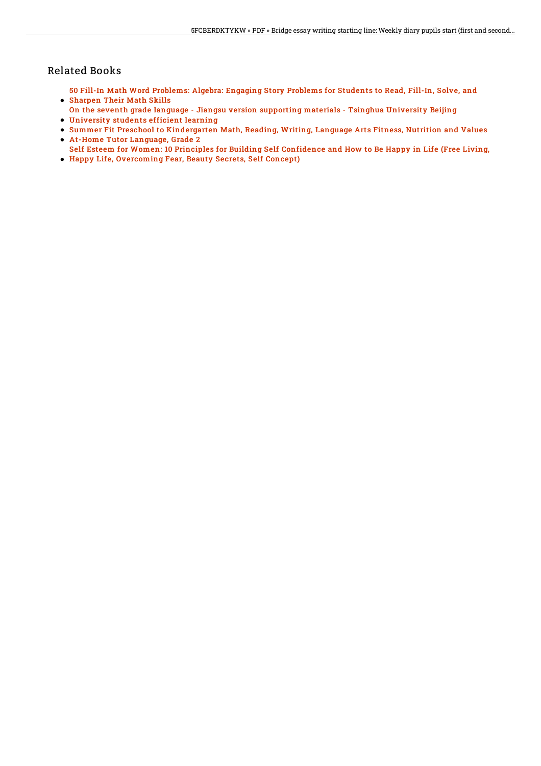## Related Books

- 50 Fill-In Math Word Problems: Algebra: Engaging Story Problems for Students to Read, Fill-In, Solve, and Sharpen Their Math Skills
- On the seventh grade language - Jiangsu version supporting materials - Tsinghua University Beijing University students efficient learning
- Summer Fit Preschool to Kindergarten Math, Reading, Writing, Language Arts Fitness, Nutrition and Values
- At-Home Tutor Language, Grade 2
- Self Esteem for Women: 10 Principles for Building Self Confidence and How to Be Happy in Life (Free Living, Happy Life, Overcoming Fear, Beauty Secrets, Self Concept)